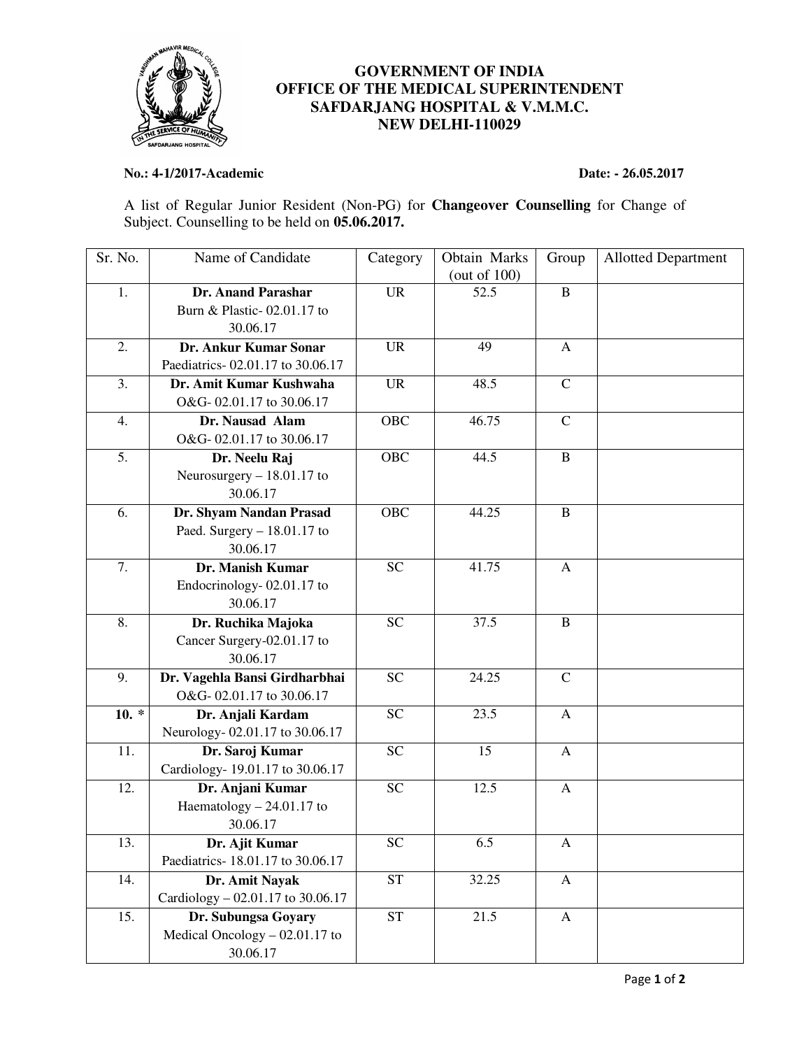**GOVERNMENT OF INDIA**
**OFFICE OF THE MEDICAL SUPERINTENDENT**
**SAFDARJANG HOSPITAL & V.M.M.C.**
**NEW DELHI-110029**

**No.: 4-1/2017-Academic** **Date: - 26.05.2017**

A list of Regular Junior Resident (Non-PG) for **Changeover Counselling** for Change of Subject. Counselling to be held on **05.06.2017.**

| Sr. No. | Name of Candidate | Category | Obtain Marks (out of 100) | Group | Allotted Department |
|---|---|---|---|---|---|
| 1. | **Dr. Anand Parashar** Burn & Plastic- 02.01.17 to 30.06.17 | UR | 52.5 | B | |
| 2. | **Dr. Ankur Kumar Sonar** Paediatrics- 02.01.17 to 30.06.17 | UR | 49 | A | |
| 3. | **Dr. Amit Kumar Kushwaha** O&G- 02.01.17 to 30.06.17 | UR | 48.5 | C | |
| 4. | **Dr. Nausad Alam** O&G- 02.01.17 to 30.06.17 | OBC | 46.75 | C | |
| 5. | **Dr. Neelu Raj** Neurosurgery – 18.01.17 to 30.06.17 | OBC | 44.5 | B | |
| 6. | **Dr. Shyam Nandan Prasad** Paed. Surgery – 18.01.17 to 30.06.17 | OBC | 44.25 | B | |
| 7. | **Dr. Manish Kumar** Endocrinology- 02.01.17 to 30.06.17 | SC | 41.75 | A | |
| 8. | **Dr. Ruchika Majoka** Cancer Surgery-02.01.17 to 30.06.17 | SC | 37.5 | B | |
| 9. | **Dr. Vagehla Bansi Girdharbhai** O&G- 02.01.17 to 30.06.17 | SC | 24.25 | C | |
| **10. *** | **Dr. Anjali Kardam** Neurology- 02.01.17 to 30.06.17 | SC | 23.5 | A | |
| 11. | **Dr. Saroj Kumar** Cardiology- 19.01.17 to 30.06.17 | SC | 15 | A | |
| 12. | **Dr. Anjani Kumar** Haematology – 24.01.17 to 30.06.17 | SC | 12.5 | A | |
| 13. | **Dr. Ajit Kumar** Paediatrics- 18.01.17 to 30.06.17 | SC | 6.5 | A | |
| 14. | **Dr. Amit Nayak** Cardiology – 02.01.17 to 30.06.17 | ST | 32.25 | A | |
| 15. | **Dr. Subungsa Goyary** Medical Oncology – 02.01.17 to 30.06.17 | ST | 21.5 | A | |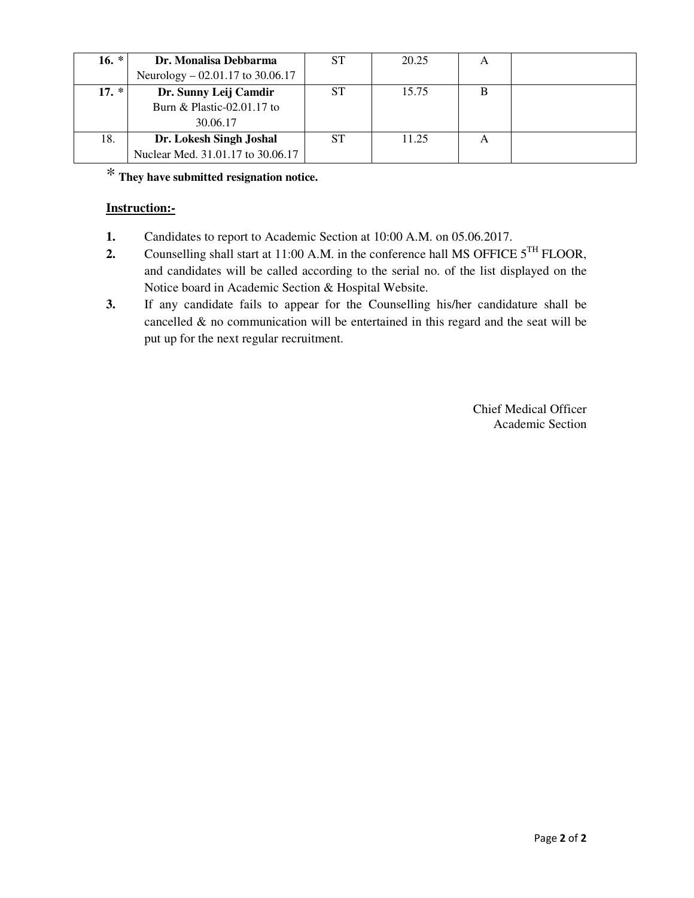| | | | | | |
|---|---|---|---|---|---|
| **16. *** | **Dr. Monalisa Debbarma** Neurology – 02.01.17 to 30.06.17 | ST | 20.25 | A | |
| **17. *** | **Dr. Sunny Leij Camdir** Burn & Plastic-02.01.17 to 30.06.17 | ST | 15.75 | B | |
| 18. | **Dr. Lokesh Singh Joshal** Nuclear Med. 31.01.17 to 30.06.17 | ST | 11.25 | A | |

* **They have submitted resignation notice.**

**Instruction:-**

1. Candidates to report to Academic Section at 10:00 A.M. on 05.06.2017.
2. Counselling shall start at 11:00 A.M. in the conference hall MS OFFICE 5TH FLOOR, and candidates will be called according to the serial no. of the list displayed on the Notice board in Academic Section & Hospital Website.
3. If any candidate fails to appear for the Counselling his/her candidature shall be cancelled & no communication will be entertained in this regard and the seat will be put up for the next regular recruitment.

Chief Medical Officer
Academic Section